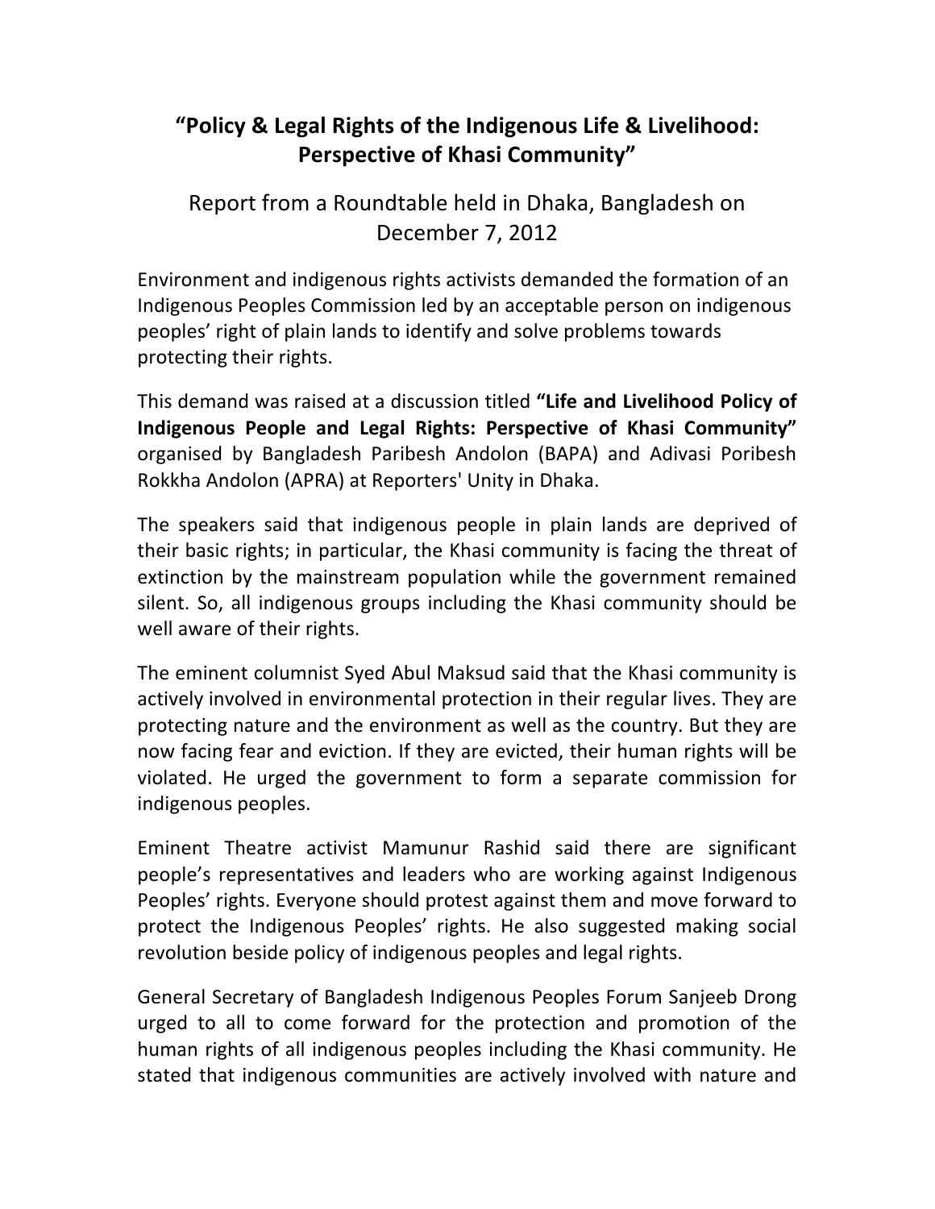# "Policy & Legal Rights of the Indigenous Life & Livelihood: Perspective of Khasi Community"

## Report from a Roundtable held in Dhaka, Bangladesh on December 7, 2012

Environment and indigenous rights activists demanded the formation of an Indigenous Peoples Commission led by an acceptable person on indigenous peoples' right of plain lands to identify and solve problems towards protecting their rights.

This demand was raised at a discussion titled **"Life and Livelihood Policy of Indigenous People and Legal Rights: Perspective of Khasi Community"** organised by Bangladesh Paribesh Andolon (BAPA) and Adivasi Poribesh Rokkha Andolon (APRA) at Reporters' Unity in Dhaka.

The speakers said that indigenous people in plain lands are deprived of their basic rights; in particular, the Khasi community is facing the threat of extinction by the mainstream population while the government remained silent. So, all indigenous groups including the Khasi community should be well aware of their rights.

The eminent columnist Syed Abul Maksud said that the Khasi community is actively involved in environmental protection in their regular lives. They are protecting nature and the environment as well as the country. But they are now facing fear and eviction. If they are evicted, their human rights will be violated. He urged the government to form a separate commission for indigenous peoples.

Eminent Theatre activist Mamunur Rashid said there are significant people's representatives and leaders who are working against Indigenous Peoples' rights. Everyone should protest against them and move forward to protect the Indigenous Peoples' rights. He also suggested making social revolution beside policy of indigenous peoples and legal rights.

General Secretary of Bangladesh Indigenous Peoples Forum Sanjeeb Drong urged to all to come forward for the protection and promotion of the human rights of all indigenous peoples including the Khasi community. He stated that indigenous communities are actively involved with nature and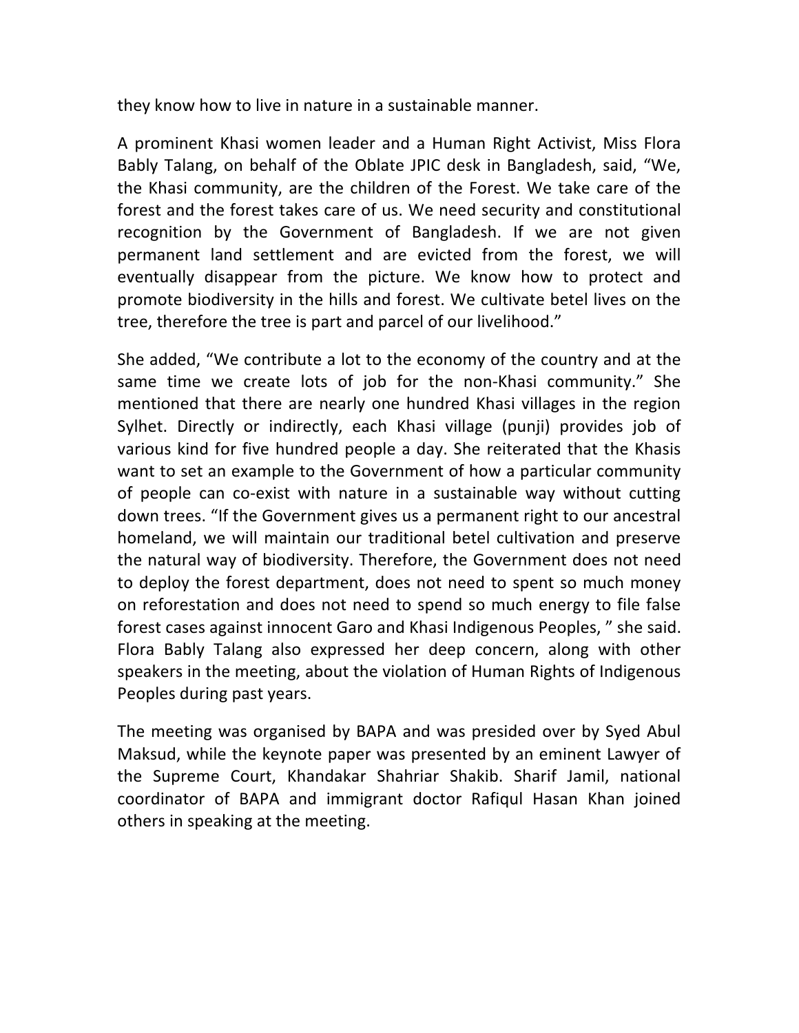they know how to live in nature in a sustainable manner.

A prominent Khasi women leader and a Human Right Activist, Miss Flora Bably Talang, on behalf of the Oblate JPIC desk in Bangladesh, said, “We, the Khasi community, are the children of the Forest. We take care of the forest and the forest takes care of us. We need security and constitutional recognition by the Government of Bangladesh. If we are not given permanent land settlement and are evicted from the forest, we will eventually disappear from the picture. We know how to protect and promote biodiversity in the hills and forest. We cultivate betel lives on the tree, therefore the tree is part and parcel of our livelihood.”

She added, “We contribute a lot to the economy of the country and at the same time we create lots of job for the non-Khasi community.” She mentioned that there are nearly one hundred Khasi villages in the region Sylhet. Directly or indirectly, each Khasi village (punji) provides job of various kind for five hundred people a day. She reiterated that the Khasis want to set an example to the Government of how a particular community of people can co-exist with nature in a sustainable way without cutting down trees. “If the Government gives us a permanent right to our ancestral homeland, we will maintain our traditional betel cultivation and preserve the natural way of biodiversity. Therefore, the Government does not need to deploy the forest department, does not need to spent so much money on reforestation and does not need to spend so much energy to file false forest cases against innocent Garo and Khasi Indigenous Peoples, ” she said. Flora Bably Talang also expressed her deep concern, along with other speakers in the meeting, about the violation of Human Rights of Indigenous Peoples during past years.

The meeting was organised by BAPA and was presided over by Syed Abul Maksud, while the keynote paper was presented by an eminent Lawyer of the Supreme Court, Khandakar Shahriar Shakib. Sharif Jamil, national coordinator of BAPA and immigrant doctor Rafiqul Hasan Khan joined others in speaking at the meeting.